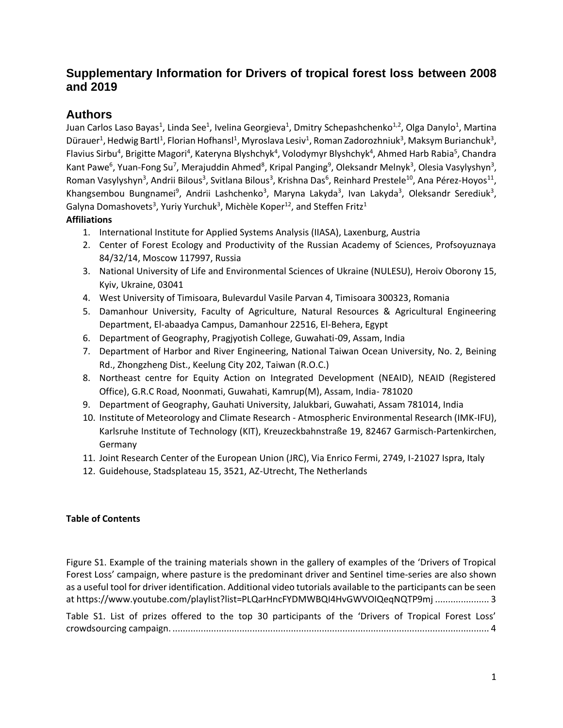# Supplementary Information for Drivers of tropical forest loss between 2008 and 2019

## Authors

Juan Carlos Laso Bayas[1], Linda See[1], Ivelina Georgieva[1], Dmitry Schepashchenko[1,2], Olga Danylo[1], Martina Dürauer[1], Hedwig Bartl[1], Florian Hofhansl[1], Myroslava Lesiv[1], Roman Zadorozhniuk[3], Maksym Burianchuk[3], Flavius Sirbu[4], Brigitte Magori[4], Kateryna Blyshchyk[4], Volodymyr Blyshchyk[4], Ahmed Harb Rabia[5], Chandra Kant Pawe[6], Yuan-Fong Su[7], Merajuddin Ahmed[8], Kripal Panging[9], Oleksandr Melnyk[3], Olesia Vasylyshyn[3], Roman Vasylyshyn[3], Andrii Bilous[3], Svitlana Bilous[3], Krishna Das[6], Reinhard Prestele[10], Ana Pérez-Hoyos[11], Khangsembou Bungnamei[9], Andrii Lashchenko[3], Maryna Lakyda[3], Ivan Lakyda[3], Oleksandr Serediuk[3], Galyna Domashovets[3], Yuriy Yurchuk[3], Michèle Koper[12], and Steffen Fritz[1]

**Affiliations**

1. International Institute for Applied Systems Analysis (IIASA), Laxenburg, Austria
2. Center of Forest Ecology and Productivity of the Russian Academy of Sciences, Profsoyuznaya 84/32/14, Moscow 117997, Russia
3. National University of Life and Environmental Sciences of Ukraine (NULESU), Heroiv Oborony 15, Kyiv, Ukraine, 03041
4. West University of Timisoara, Bulevardul Vasile Parvan 4, Timisoara 300323, Romania
5. Damanhour University, Faculty of Agriculture, Natural Resources & Agricultural Engineering Department, El-abaadya Campus, Damanhour 22516, El-Behera, Egypt
6. Department of Geography, Pragjyotish College, Guwahati-09, Assam, India
7. Department of Harbor and River Engineering, National Taiwan Ocean University, No. 2, Beining Rd., Zhongzheng Dist., Keelung City 202, Taiwan (R.O.C.)
8. Northeast centre for Equity Action on Integrated Development (NEAID), NEAID (Registered Office), G.R.C Road, Noonmati, Guwahati, Kamrup(M), Assam, India- 781020
9. Department of Geography, Gauhati University, Jalukbari, Guwahati, Assam 781014, India
10. Institute of Meteorology and Climate Research - Atmospheric Environmental Research (IMK-IFU), Karlsruhe Institute of Technology (KIT), Kreuzeckbahnstraße 19, 82467 Garmisch-Partenkirchen, Germany
11. Joint Research Center of the European Union (JRC), Via Enrico Fermi, 2749, I-21027 Ispra, Italy
12. Guidehouse, Stadsplateau 15, 3521, AZ-Utrecht, The Netherlands

**Table of Contents**

Figure S1. Example of the training materials shown in the gallery of examples of the 'Drivers of Tropical Forest Loss' campaign, where pasture is the predominant driver and Sentinel time-series are also shown as a useful tool for driver identification. Additional video tutorials available to the participants can be seen at https://www.youtube.com/playlist?list=PLQarHncFYDMWBQI4HvGWVOIQeqNQTP9mj .................... 3

Table S1. List of prizes offered to the top 30 participants of the 'Drivers of Tropical Forest Loss' crowdsourcing campaign. ........................................................................................................................ 4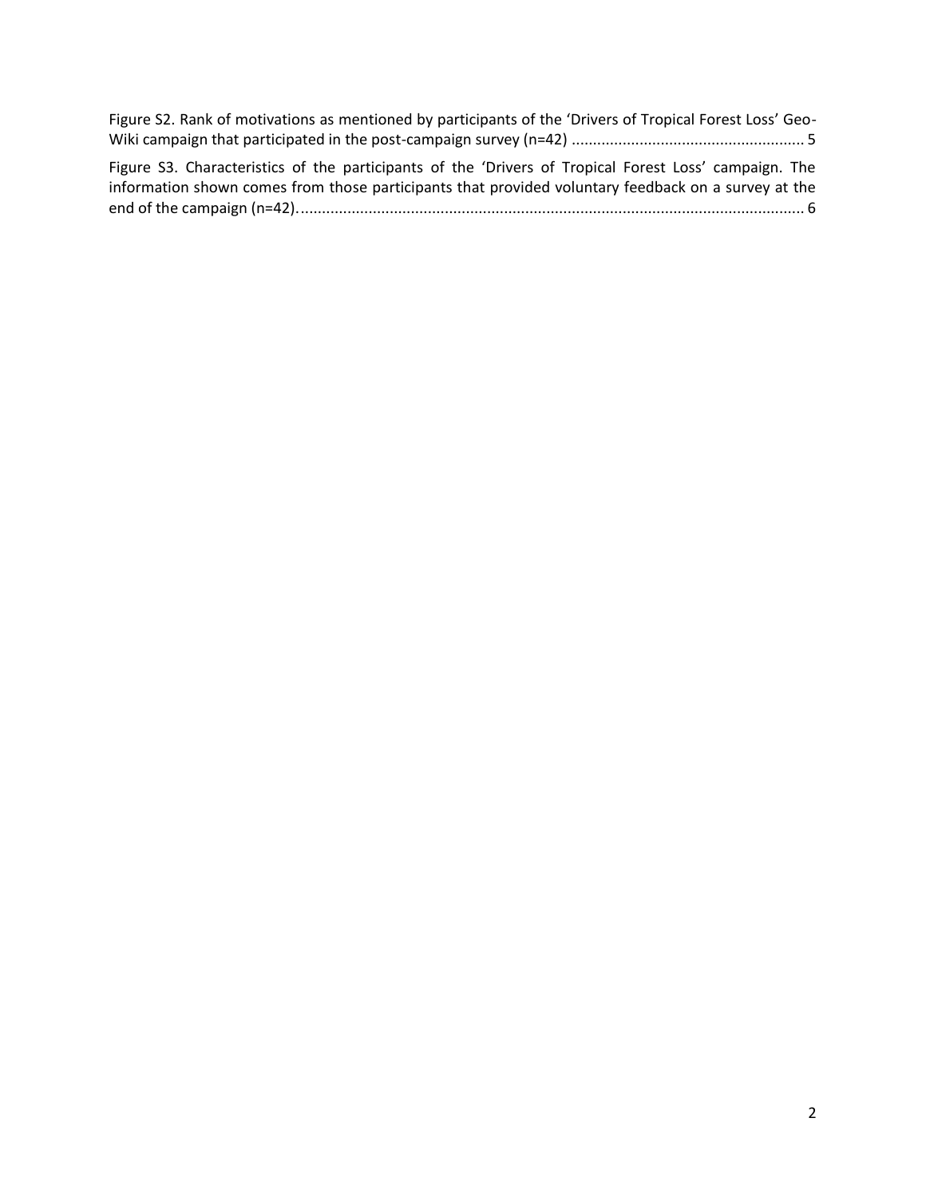Figure S2. Rank of motivations as mentioned by participants of the 'Drivers of Tropical Forest Loss' Geo-Wiki campaign that participated in the post-campaign survey (n=42) ....................................................... 5

Figure S3. Characteristics of the participants of the 'Drivers of Tropical Forest Loss' campaign. The information shown comes from those participants that provided voluntary feedback on a survey at the end of the campaign (n=42)......................................................................................................................... 6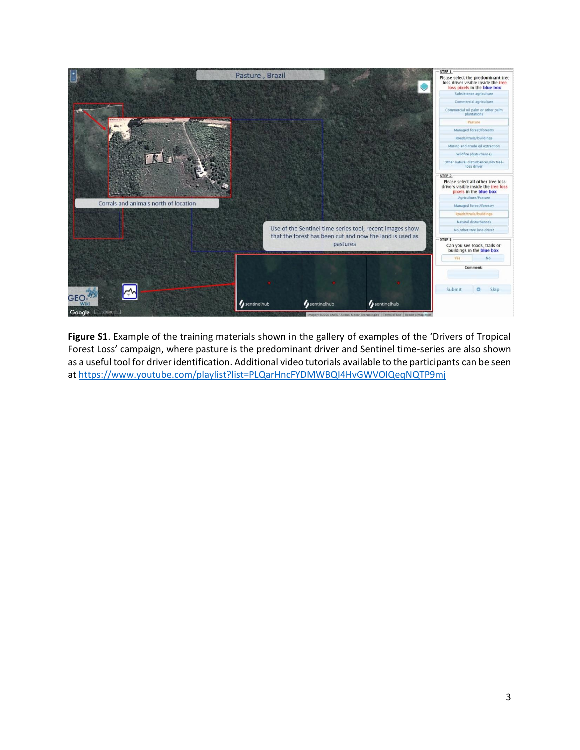**Figure S1**. Example of the training materials shown in the gallery of examples of the 'Drivers of Tropical Forest Loss' campaign, where pasture is the predominant driver and Sentinel time-series are also shown as a useful tool for driver identification. Additional video tutorials available to the participants can be seen at https://www.youtube.com/playlist?list=PLQarHncFYDMWBQI4HvGWVOIQeqNQTP9mj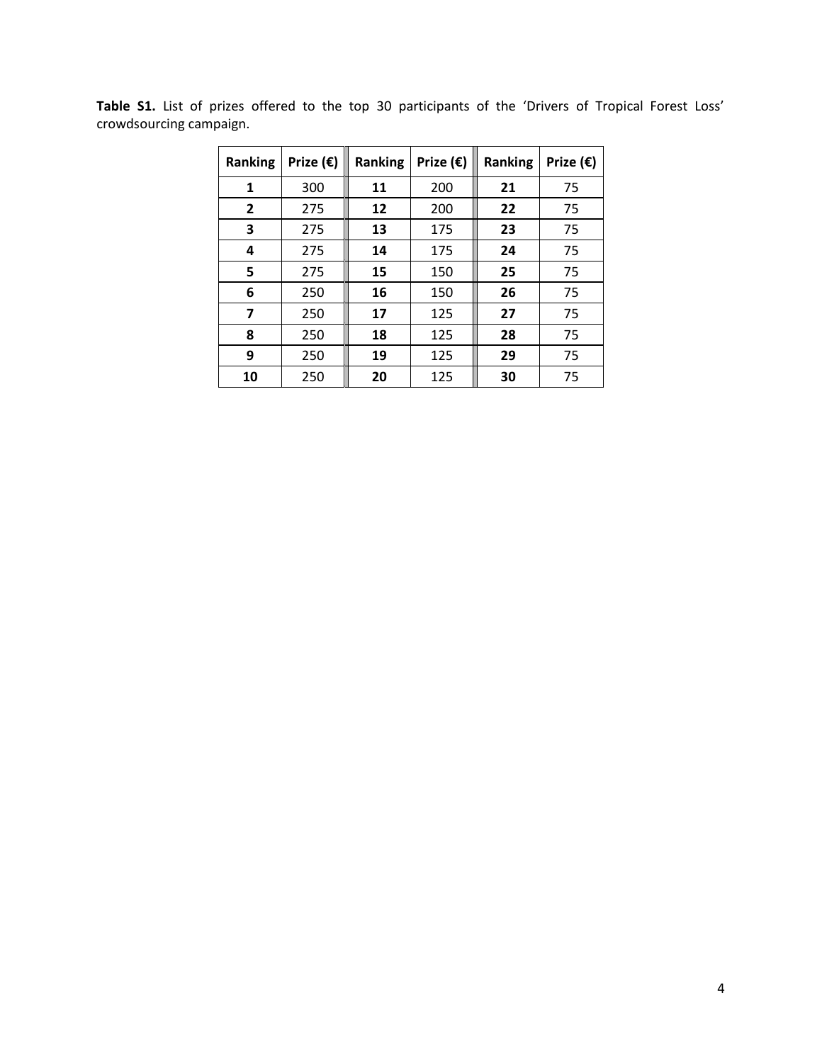**Table S1.** List of prizes offered to the top 30 participants of the 'Drivers of Tropical Forest Loss' crowdsourcing campaign.

| Ranking | Prize (€) | Ranking | Prize (€) | Ranking | Prize (€) |
|---|---|---|---|---|---|
| **1** | 300 | **11** | 200 | **21** | 75 |
| **2** | 275 | **12** | 200 | **22** | 75 |
| **3** | 275 | **13** | 175 | **23** | 75 |
| **4** | 275 | **14** | 175 | **24** | 75 |
| **5** | 275 | **15** | 150 | **25** | 75 |
| **6** | 250 | **16** | 150 | **26** | 75 |
| **7** | 250 | **17** | 125 | **27** | 75 |
| **8** | 250 | **18** | 125 | **28** | 75 |
| **9** | 250 | **19** | 125 | **29** | 75 |
| **10** | 250 | **20** | 125 | **30** | 75 |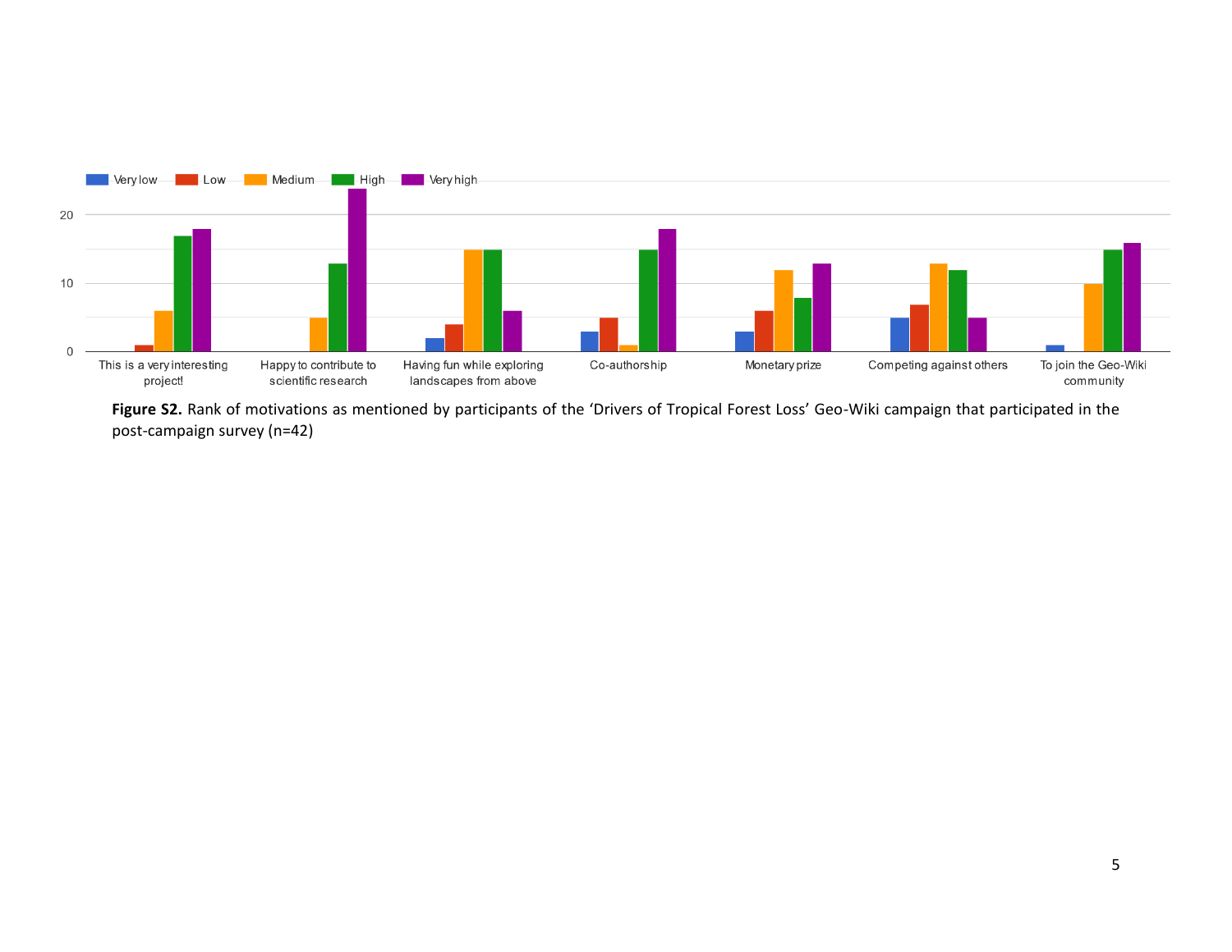**Figure S2.** Rank of motivations as mentioned by participants of the 'Drivers of Tropical Forest Loss' Geo-Wiki campaign that participated in the post-campaign survey (n=42)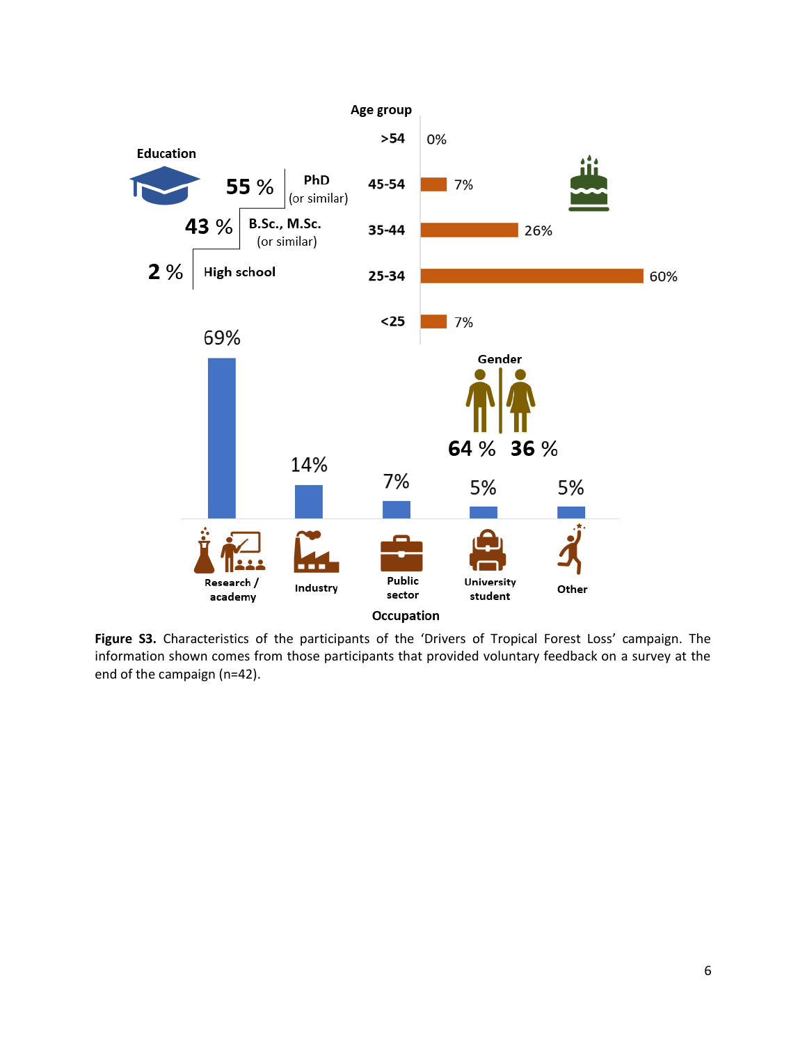Age group

>54 0%

45-54 7%

35-44 26%

25-34 60%

<25 7%

Education

55 % PhD (or similar)

43 % B.Sc., M.Sc. (or similar)

2 % High school

Gender

64 % 36 %

69%

14%

7%

5%

5%

Research / academy

Industry

Public sector

University student

Other

Occupation

**Figure S3.** Characteristics of the participants of the 'Drivers of Tropical Forest Loss' campaign. The information shown comes from those participants that provided voluntary feedback on a survey at the end of the campaign (n=42).